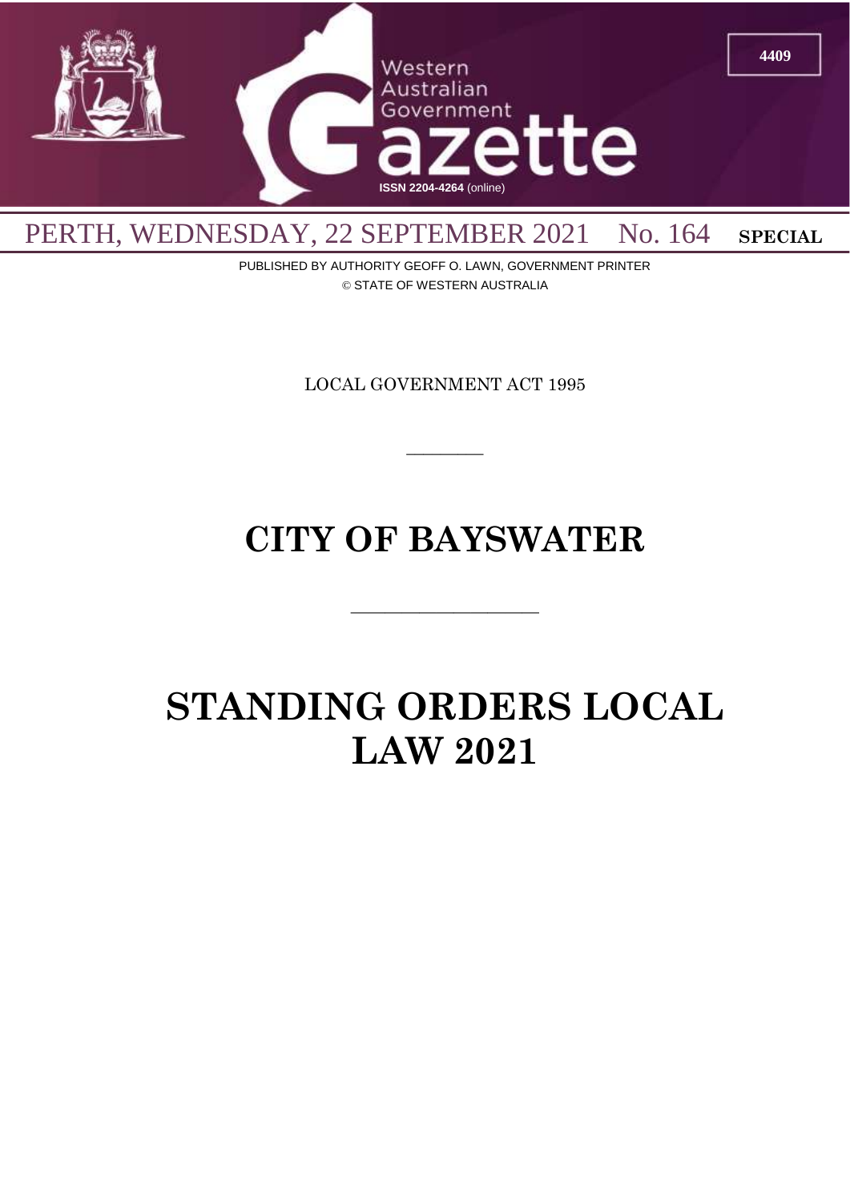# Western Australian Government Gazette

ISSN 2204-4264 (online)

PERTH, WEDNESDAY, 22 SEPTEMBER 2021 No. 164 **SPECIAL**

PUBLISHED BY AUTHORITY GEOFF O. LAWN, GOVERNMENT PRINTER
© STATE OF WESTERN AUSTRALIA

LOCAL GOVERNMENT ACT 1995

---

# CITY OF BAYSWATER

---

# STANDING ORDERS LOCAL LAW 2021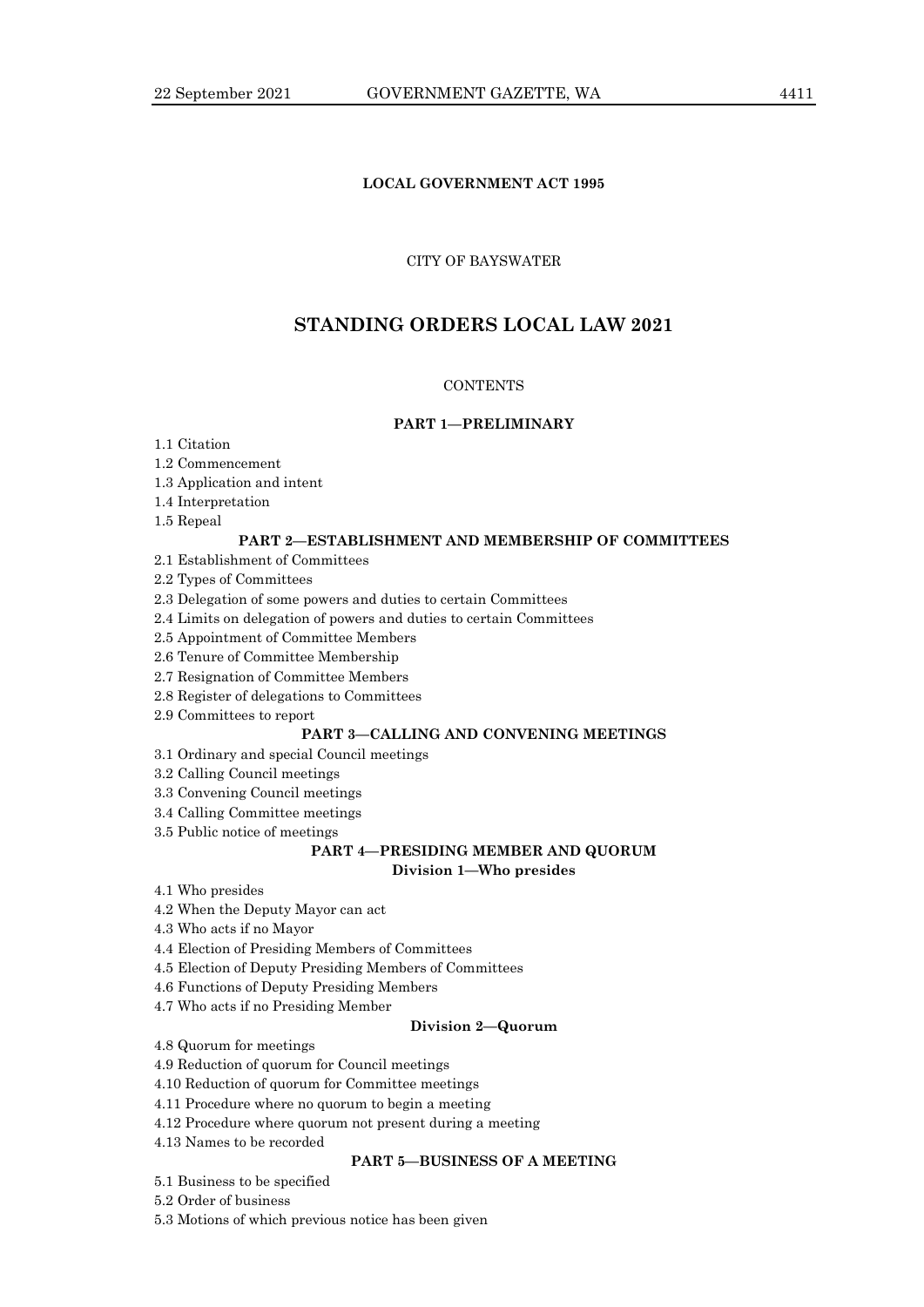**LOCAL GOVERNMENT ACT 1995**

CITY OF BAYSWATER

# STANDING ORDERS LOCAL LAW 2021

CONTENTS

## PART 1—PRELIMINARY

1.1 Citation

1.2 Commencement

1.3 Application and intent

1.4 Interpretation

1.5 Repeal

## PART 2—ESTABLISHMENT AND MEMBERSHIP OF COMMITTEES

2.1 Establishment of Committees

2.2 Types of Committees

2.3 Delegation of some powers and duties to certain Committees

2.4 Limits on delegation of powers and duties to certain Committees

2.5 Appointment of Committee Members

2.6 Tenure of Committee Membership

2.7 Resignation of Committee Members

2.8 Register of delegations to Committees

2.9 Committees to report

## PART 3—CALLING AND CONVENING MEETINGS

3.1 Ordinary and special Council meetings

3.2 Calling Council meetings

3.3 Convening Council meetings

3.4 Calling Committee meetings

3.5 Public notice of meetings

## PART 4—PRESIDING MEMBER AND QUORUM

### Division 1—Who presides

4.1 Who presides

4.2 When the Deputy Mayor can act

4.3 Who acts if no Mayor

4.4 Election of Presiding Members of Committees

4.5 Election of Deputy Presiding Members of Committees

4.6 Functions of Deputy Presiding Members

4.7 Who acts if no Presiding Member

### Division 2—Quorum

4.8 Quorum for meetings

4.9 Reduction of quorum for Council meetings

4.10 Reduction of quorum for Committee meetings

4.11 Procedure where no quorum to begin a meeting

4.12 Procedure where quorum not present during a meeting

4.13 Names to be recorded

## PART 5—BUSINESS OF A MEETING

5.1 Business to be specified

5.2 Order of business

5.3 Motions of which previous notice has been given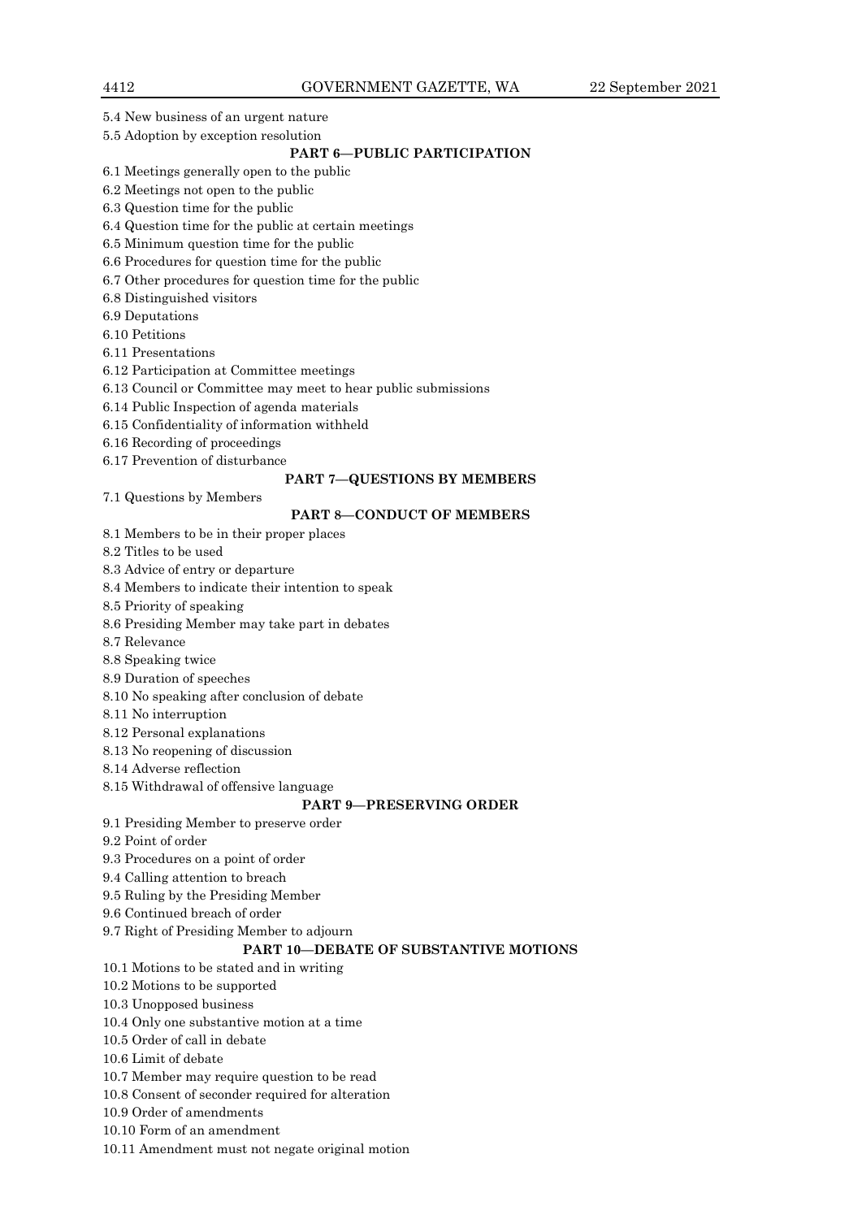5.4 New business of an urgent nature

5.5 Adoption by exception resolution

**PART 6—PUBLIC PARTICIPATION**

6.1 Meetings generally open to the public

6.2 Meetings not open to the public

6.3 Question time for the public

6.4 Question time for the public at certain meetings

6.5 Minimum question time for the public

6.6 Procedures for question time for the public

6.7 Other procedures for question time for the public

6.8 Distinguished visitors

6.9 Deputations

6.10 Petitions

6.11 Presentations

6.12 Participation at Committee meetings

6.13 Council or Committee may meet to hear public submissions

6.14 Public Inspection of agenda materials

6.15 Confidentiality of information withheld

6.16 Recording of proceedings

6.17 Prevention of disturbance

**PART 7—QUESTIONS BY MEMBERS**

7.1 Questions by Members

**PART 8—CONDUCT OF MEMBERS**

8.1 Members to be in their proper places

8.2 Titles to be used

8.3 Advice of entry or departure

8.4 Members to indicate their intention to speak

8.5 Priority of speaking

8.6 Presiding Member may take part in debates

8.7 Relevance

8.8 Speaking twice

8.9 Duration of speeches

8.10 No speaking after conclusion of debate

8.11 No interruption

8.12 Personal explanations

8.13 No reopening of discussion

8.14 Adverse reflection

8.15 Withdrawal of offensive language

**PART 9—PRESERVING ORDER**

9.1 Presiding Member to preserve order

9.2 Point of order

9.3 Procedures on a point of order

9.4 Calling attention to breach

9.5 Ruling by the Presiding Member

9.6 Continued breach of order

9.7 Right of Presiding Member to adjourn

**PART 10—DEBATE OF SUBSTANTIVE MOTIONS**

10.1 Motions to be stated and in writing

10.2 Motions to be supported

10.3 Unopposed business

10.4 Only one substantive motion at a time

10.5 Order of call in debate

10.6 Limit of debate

10.7 Member may require question to be read

10.8 Consent of seconder required for alteration

10.9 Order of amendments

10.10 Form of an amendment

10.11 Amendment must not negate original motion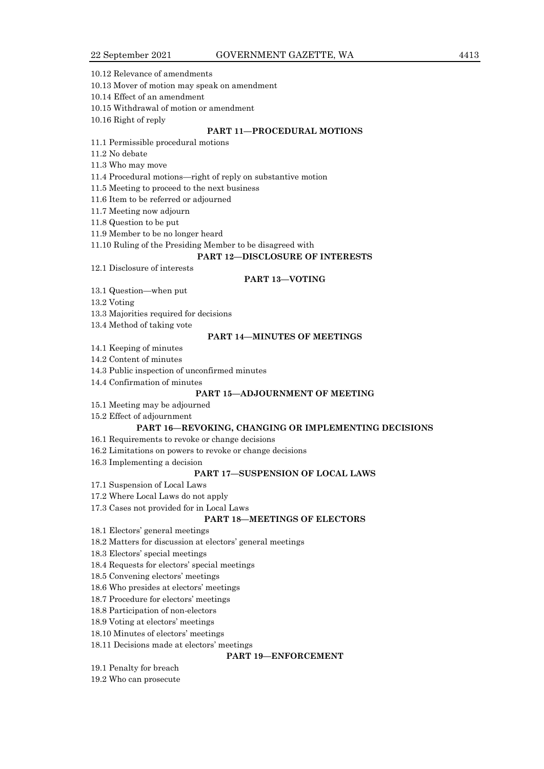10.12 Relevance of amendments

10.13 Mover of motion may speak on amendment

10.14 Effect of an amendment

10.15 Withdrawal of motion or amendment

10.16 Right of reply

**PART 11—PROCEDURAL MOTIONS**

11.1 Permissible procedural motions

11.2 No debate

11.3 Who may move

11.4 Procedural motions—right of reply on substantive motion

11.5 Meeting to proceed to the next business

11.6 Item to be referred or adjourned

11.7 Meeting now adjourn

11.8 Question to be put

11.9 Member to be no longer heard

11.10 Ruling of the Presiding Member to be disagreed with

**PART 12—DISCLOSURE OF INTERESTS**

12.1 Disclosure of interests

**PART 13—VOTING**

13.1 Question—when put

13.2 Voting

13.3 Majorities required for decisions

13.4 Method of taking vote

**PART 14—MINUTES OF MEETINGS**

14.1 Keeping of minutes

14.2 Content of minutes

14.3 Public inspection of unconfirmed minutes

14.4 Confirmation of minutes

**PART 15—ADJOURNMENT OF MEETING**

15.1 Meeting may be adjourned

15.2 Effect of adjournment

**PART 16—REVOKING, CHANGING OR IMPLEMENTING DECISIONS**

16.1 Requirements to revoke or change decisions

16.2 Limitations on powers to revoke or change decisions

16.3 Implementing a decision

**PART 17—SUSPENSION OF LOCAL LAWS**

17.1 Suspension of Local Laws

17.2 Where Local Laws do not apply

17.3 Cases not provided for in Local Laws

**PART 18—MEETINGS OF ELECTORS**

18.1 Electors' general meetings

18.2 Matters for discussion at electors' general meetings

18.3 Electors' special meetings

18.4 Requests for electors' special meetings

18.5 Convening electors' meetings

18.6 Who presides at electors' meetings

18.7 Procedure for electors' meetings

18.8 Participation of non-electors

18.9 Voting at electors' meetings

18.10 Minutes of electors' meetings

18.11 Decisions made at electors' meetings

**PART 19—ENFORCEMENT**

19.1 Penalty for breach

19.2 Who can prosecute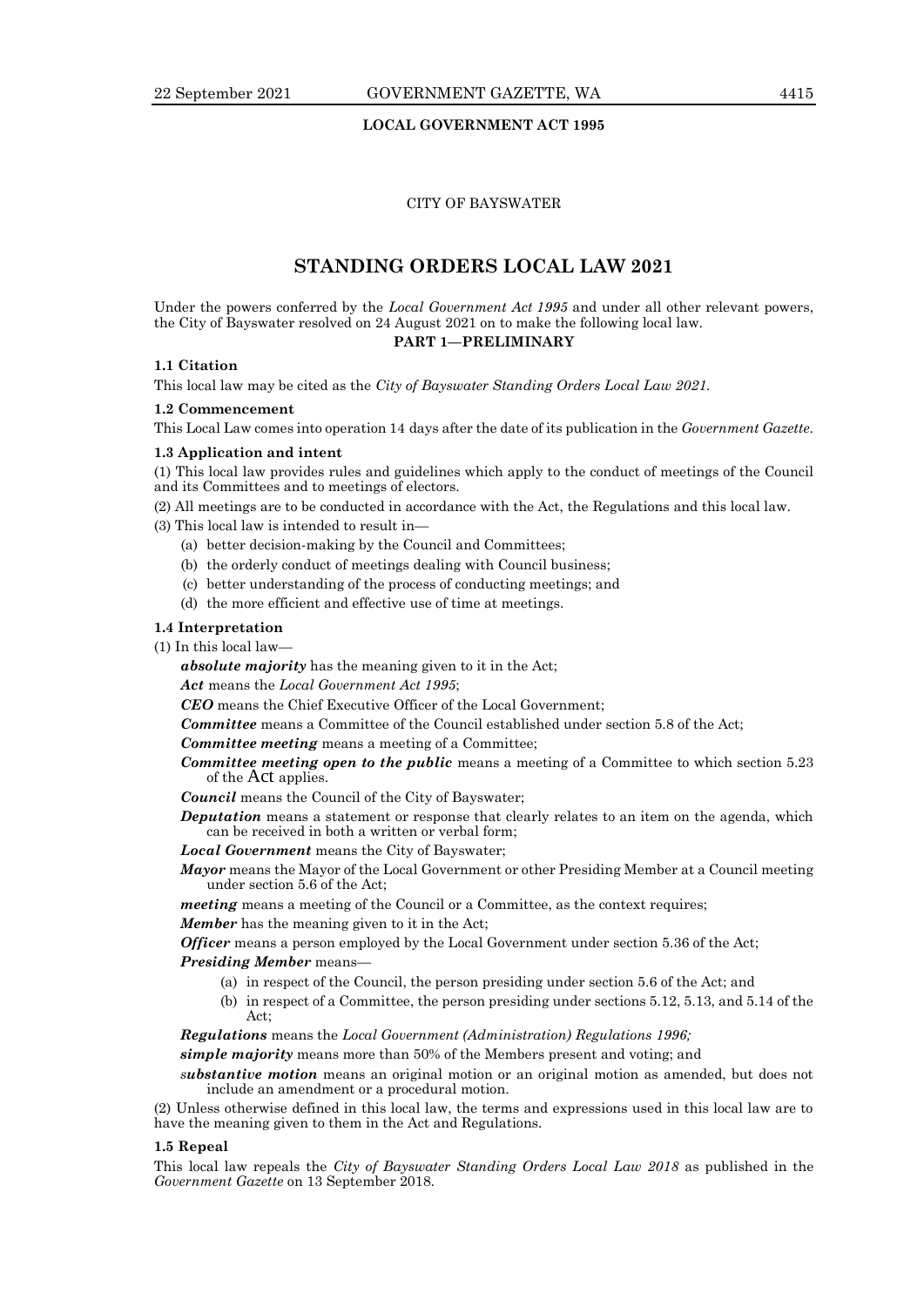**LOCAL GOVERNMENT ACT 1995**

CITY OF BAYSWATER

# STANDING ORDERS LOCAL LAW 2021

Under the powers conferred by the *Local Government Act 1995* and under all other relevant powers, the City of Bayswater resolved on 24 August 2021 on to make the following local law.

## PART 1—PRELIMINARY

### 1.1 Citation

This local law may be cited as the *City of Bayswater Standing Orders Local Law 2021*.

### 1.2 Commencement

This Local Law comes into operation 14 days after the date of its publication in the *Government Gazette*.

### 1.3 Application and intent

(1) This local law provides rules and guidelines which apply to the conduct of meetings of the Council and its Committees and to meetings of electors.

(2) All meetings are to be conducted in accordance with the Act, the Regulations and this local law.

(3) This local law is intended to result in—

- (a) better decision-making by the Council and Committees;
- (b) the orderly conduct of meetings dealing with Council business;
- (c) better understanding of the process of conducting meetings; and
- (d) the more efficient and effective use of time at meetings.

### 1.4 Interpretation

(1) In this local law—

***absolute majority*** has the meaning given to it in the Act;

***Act*** means the *Local Government Act 1995*;

***CEO*** means the Chief Executive Officer of the Local Government;

***Committee*** means a Committee of the Council established under section 5.8 of the Act;

***Committee meeting*** means a meeting of a Committee;

***Committee meeting open to the public*** means a meeting of a Committee to which section 5.23 of the Act applies.

***Council*** means the Council of the City of Bayswater;

***Deputation*** means a statement or response that clearly relates to an item on the agenda, which can be received in both a written or verbal form;

***Local Government*** means the City of Bayswater;

***Mayor*** means the Mayor of the Local Government or other Presiding Member at a Council meeting under section 5.6 of the Act;

***meeting*** means a meeting of the Council or a Committee, as the context requires;

***Member*** has the meaning given to it in the Act;

***Officer*** means a person employed by the Local Government under section 5.36 of the Act;

***Presiding Member*** means—

- (a) in respect of the Council, the person presiding under section 5.6 of the Act; and
- (b) in respect of a Committee, the person presiding under sections 5.12, 5.13, and 5.14 of the Act;

***Regulations*** means the *Local Government (Administration) Regulations 1996;*

***simple majority*** means more than 50% of the Members present and voting; and

***substantive motion*** means an original motion or an original motion as amended, but does not include an amendment or a procedural motion.

(2) Unless otherwise defined in this local law, the terms and expressions used in this local law are to have the meaning given to them in the Act and Regulations.

### 1.5 Repeal

This local law repeals the *City of Bayswater Standing Orders Local Law 2018* as published in the *Government Gazette* on 13 September 2018.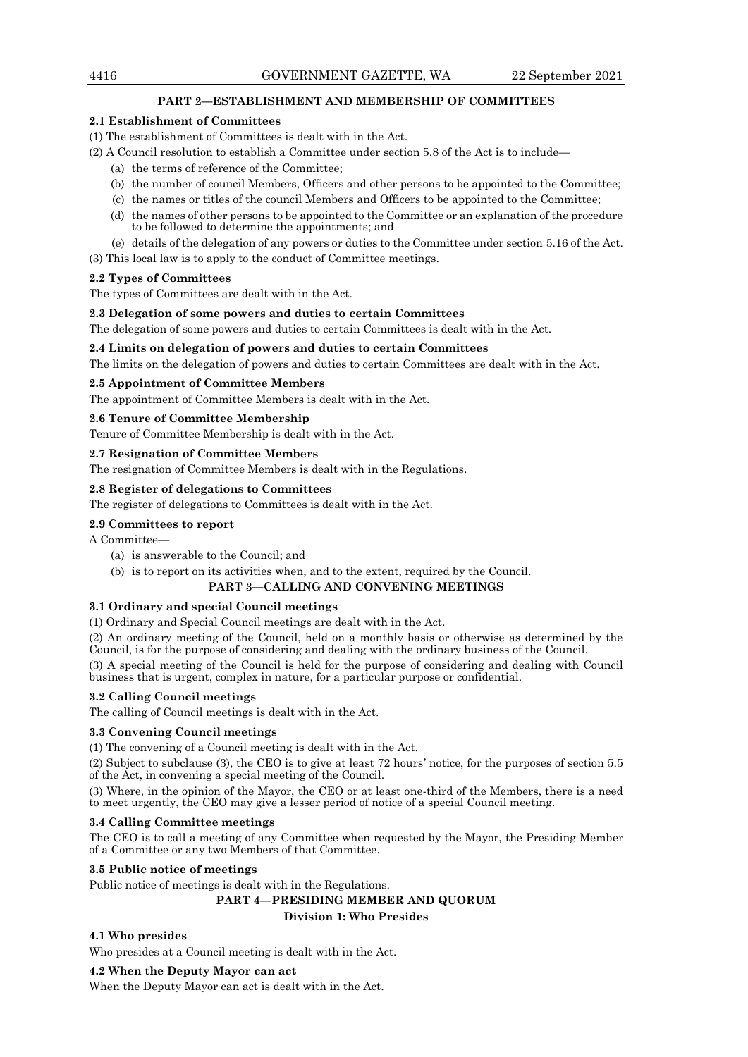## PART 2—ESTABLISHMENT AND MEMBERSHIP OF COMMITTEES

### 2.1 Establishment of Committees

(1) The establishment of Committees is dealt with in the Act.

(2) A Council resolution to establish a Committee under section 5.8 of the Act is to include—

- (a) the terms of reference of the Committee;
- (b) the number of council Members, Officers and other persons to be appointed to the Committee;
- (c) the names or titles of the council Members and Officers to be appointed to the Committee;
- (d) the names of other persons to be appointed to the Committee or an explanation of the procedure to be followed to determine the appointments; and
- (e) details of the delegation of any powers or duties to the Committee under section 5.16 of the Act.

(3) This local law is to apply to the conduct of Committee meetings.

### 2.2 Types of Committees

The types of Committees are dealt with in the Act.

### 2.3 Delegation of some powers and duties to certain Committees

The delegation of some powers and duties to certain Committees is dealt with in the Act.

### 2.4 Limits on delegation of powers and duties to certain Committees

The limits on the delegation of powers and duties to certain Committees are dealt with in the Act.

### 2.5 Appointment of Committee Members

The appointment of Committee Members is dealt with in the Act.

### 2.6 Tenure of Committee Membership

Tenure of Committee Membership is dealt with in the Act.

### 2.7 Resignation of Committee Members

The resignation of Committee Members is dealt with in the Regulations.

### 2.8 Register of delegations to Committees

The register of delegations to Committees is dealt with in the Act.

### 2.9 Committees to report

A Committee—

- (a) is answerable to the Council; and
- (b) is to report on its activities when, and to the extent, required by the Council.

## PART 3—CALLING AND CONVENING MEETINGS

### 3.1 Ordinary and special Council meetings

(1) Ordinary and Special Council meetings are dealt with in the Act.

(2) An ordinary meeting of the Council, held on a monthly basis or otherwise as determined by the Council, is for the purpose of considering and dealing with the ordinary business of the Council.

(3) A special meeting of the Council is held for the purpose of considering and dealing with Council business that is urgent, complex in nature, for a particular purpose or confidential.

### 3.2 Calling Council meetings

The calling of Council meetings is dealt with in the Act.

### 3.3 Convening Council meetings

(1) The convening of a Council meeting is dealt with in the Act.

(2) Subject to subclause (3), the CEO is to give at least 72 hours' notice, for the purposes of section 5.5 of the Act, in convening a special meeting of the Council.

(3) Where, in the opinion of the Mayor, the CEO or at least one-third of the Members, there is a need to meet urgently, the CEO may give a lesser period of notice of a special Council meeting.

### 3.4 Calling Committee meetings

The CEO is to call a meeting of any Committee when requested by the Mayor, the Presiding Member of a Committee or any two Members of that Committee.

### 3.5 Public notice of meetings

Public notice of meetings is dealt with in the Regulations.

## PART 4—PRESIDING MEMBER AND QUORUM

### Division 1: Who Presides

### 4.1 Who presides

Who presides at a Council meeting is dealt with in the Act.

### 4.2 When the Deputy Mayor can act

When the Deputy Mayor can act is dealt with in the Act.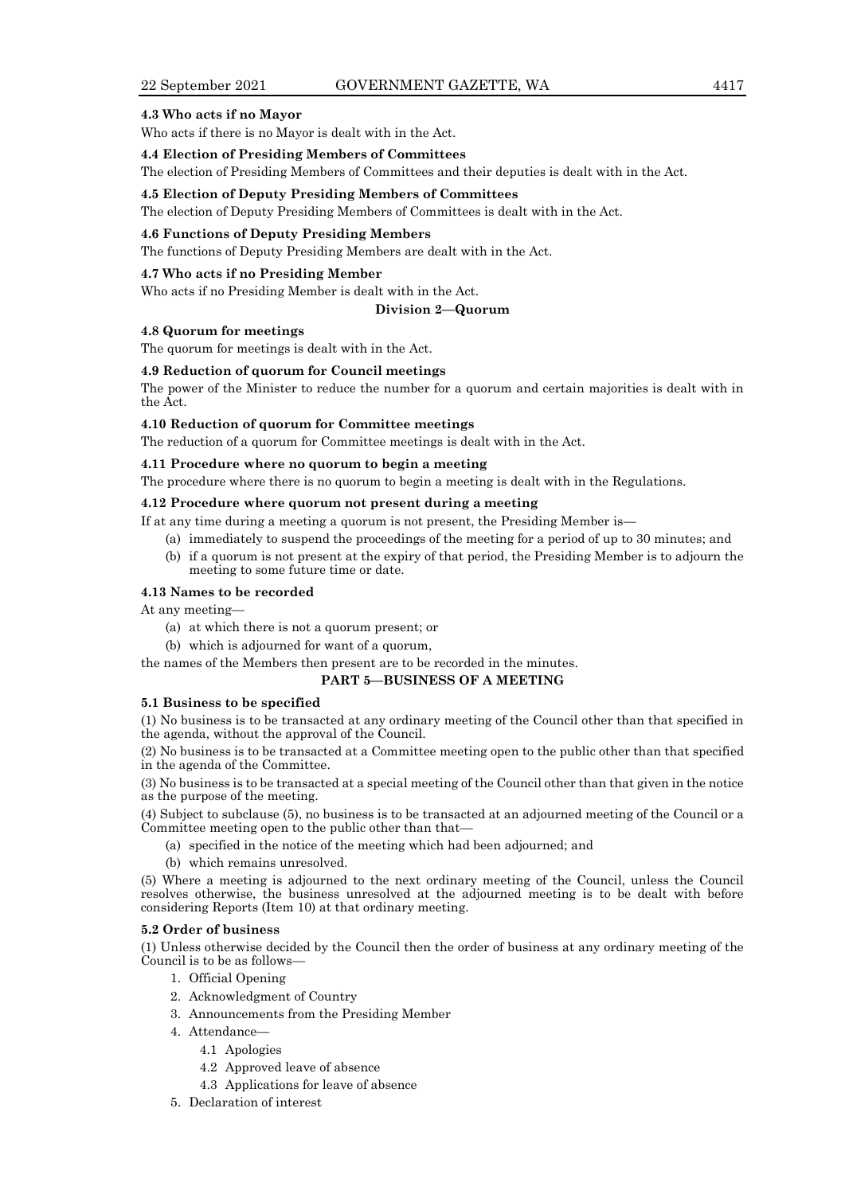**4.3 Who acts if no Mayor**

Who acts if there is no Mayor is dealt with in the Act.

**4.4 Election of Presiding Members of Committees**

The election of Presiding Members of Committees and their deputies is dealt with in the Act.

**4.5 Election of Deputy Presiding Members of Committees**

The election of Deputy Presiding Members of Committees is dealt with in the Act.

**4.6 Functions of Deputy Presiding Members**

The functions of Deputy Presiding Members are dealt with in the Act.

**4.7 Who acts if no Presiding Member**

Who acts if no Presiding Member is dealt with in the Act.

### Division 2—Quorum

**4.8 Quorum for meetings**

The quorum for meetings is dealt with in the Act.

**4.9 Reduction of quorum for Council meetings**

The power of the Minister to reduce the number for a quorum and certain majorities is dealt with in the Act.

**4.10 Reduction of quorum for Committee meetings**

The reduction of a quorum for Committee meetings is dealt with in the Act.

**4.11 Procedure where no quorum to begin a meeting**

The procedure where there is no quorum to begin a meeting is dealt with in the Regulations.

**4.12 Procedure where quorum not present during a meeting**

If at any time during a meeting a quorum is not present, the Presiding Member is—

(a) immediately to suspend the proceedings of the meeting for a period of up to 30 minutes; and

(b) if a quorum is not present at the expiry of that period, the Presiding Member is to adjourn the meeting to some future time or date.

**4.13 Names to be recorded**

At any meeting—

(a) at which there is not a quorum present; or

(b) which is adjourned for want of a quorum,

the names of the Members then present are to be recorded in the minutes.

## PART 5—BUSINESS OF A MEETING

**5.1 Business to be specified**

(1) No business is to be transacted at any ordinary meeting of the Council other than that specified in the agenda, without the approval of the Council.

(2) No business is to be transacted at a Committee meeting open to the public other than that specified in the agenda of the Committee.

(3) No business is to be transacted at a special meeting of the Council other than that given in the notice as the purpose of the meeting.

(4) Subject to subclause (5), no business is to be transacted at an adjourned meeting of the Council or a Committee meeting open to the public other than that—

(a) specified in the notice of the meeting which had been adjourned; and

(b) which remains unresolved.

(5) Where a meeting is adjourned to the next ordinary meeting of the Council, unless the Council resolves otherwise, the business unresolved at the adjourned meeting is to be dealt with before considering Reports (Item 10) at that ordinary meeting.

**5.2 Order of business**

(1) Unless otherwise decided by the Council then the order of business at any ordinary meeting of the Council is to be as follows—

1. Official Opening
2. Acknowledgment of Country
3. Announcements from the Presiding Member
4. Attendance—
    - 4.1 Apologies
    - 4.2 Approved leave of absence
    - 4.3 Applications for leave of absence
5. Declaration of interest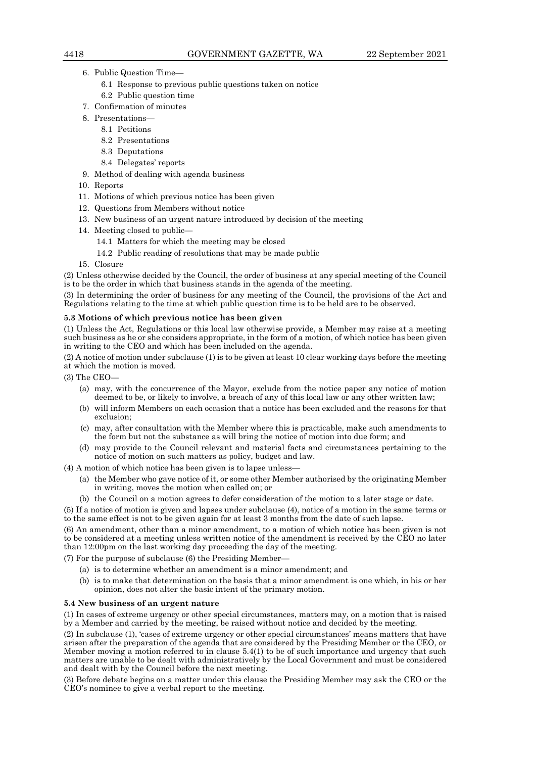6. Public Question Time—
    6.1 Response to previous public questions taken on notice
    6.2 Public question time
7. Confirmation of minutes
8. Presentations—
    8.1 Petitions
    8.2 Presentations
    8.3 Deputations
    8.4 Delegates' reports
9. Method of dealing with agenda business
10. Reports
11. Motions of which previous notice has been given
12. Questions from Members without notice
13. New business of an urgent nature introduced by decision of the meeting
14. Meeting closed to public—
    14.1 Matters for which the meeting may be closed
    14.2 Public reading of resolutions that may be made public
15. Closure

(2) Unless otherwise decided by the Council, the order of business at any special meeting of the Council is to be the order in which that business stands in the agenda of the meeting.

(3) In determining the order of business for any meeting of the Council, the provisions of the Act and Regulations relating to the time at which public question time is to be held are to be observed.

**5.3 Motions of which previous notice has been given**

(1) Unless the Act, Regulations or this local law otherwise provide, a Member may raise at a meeting such business as he or she considers appropriate, in the form of a motion, of which notice has been given in writing to the CEO and which has been included on the agenda.

(2) A notice of motion under subclause (1) is to be given at least 10 clear working days before the meeting at which the motion is moved.

(3) The CEO—

- (a) may, with the concurrence of the Mayor, exclude from the notice paper any notice of motion deemed to be, or likely to involve, a breach of any of this local law or any other written law;
- (b) will inform Members on each occasion that a notice has been excluded and the reasons for that exclusion;
- (c) may, after consultation with the Member where this is practicable, make such amendments to the form but not the substance as will bring the notice of motion into due form; and
- (d) may provide to the Council relevant and material facts and circumstances pertaining to the notice of motion on such matters as policy, budget and law.

(4) A motion of which notice has been given is to lapse unless—

- (a) the Member who gave notice of it, or some other Member authorised by the originating Member in writing, moves the motion when called on; or
- (b) the Council on a motion agrees to defer consideration of the motion to a later stage or date.

(5) If a notice of motion is given and lapses under subclause (4), notice of a motion in the same terms or to the same effect is not to be given again for at least 3 months from the date of such lapse.

(6) An amendment, other than a minor amendment, to a motion of which notice has been given is not to be considered at a meeting unless written notice of the amendment is received by the CEO no later than 12:00pm on the last working day proceeding the day of the meeting.

(7) For the purpose of subclause (6) the Presiding Member—

- (a) is to determine whether an amendment is a minor amendment; and
- (b) is to make that determination on the basis that a minor amendment is one which, in his or her opinion, does not alter the basic intent of the primary motion.

**5.4 New business of an urgent nature**

(1) In cases of extreme urgency or other special circumstances, matters may, on a motion that is raised by a Member and carried by the meeting, be raised without notice and decided by the meeting.

(2) In subclause (1), 'cases of extreme urgency or other special circumstances' means matters that have arisen after the preparation of the agenda that are considered by the Presiding Member or the CEO, or Member moving a motion referred to in clause 5.4(1) to be of such importance and urgency that such matters are unable to be dealt with administratively by the Local Government and must be considered and dealt with by the Council before the next meeting.

(3) Before debate begins on a matter under this clause the Presiding Member may ask the CEO or the CEO's nominee to give a verbal report to the meeting.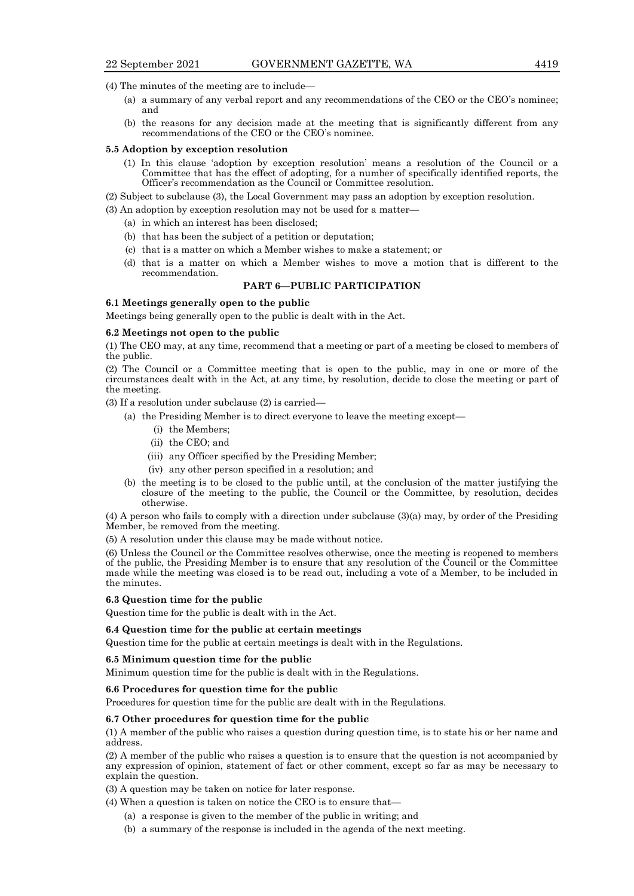(4) The minutes of the meeting are to include—

- (a) a summary of any verbal report and any recommendations of the CEO or the CEO's nominee; and
- (b) the reasons for any decision made at the meeting that is significantly different from any recommendations of the CEO or the CEO's nominee.

**5.5 Adoption by exception resolution**

(1) In this clause 'adoption by exception resolution' means a resolution of the Council or a Committee that has the effect of adopting, for a number of specifically identified reports, the Officer's recommendation as the Council or Committee resolution.

(2) Subject to subclause (3), the Local Government may pass an adoption by exception resolution.

(3) An adoption by exception resolution may not be used for a matter—

- (a) in which an interest has been disclosed;
- (b) that has been the subject of a petition or deputation;
- (c) that is a matter on which a Member wishes to make a statement; or
- (d) that is a matter on which a Member wishes to move a motion that is different to the recommendation.

## PART 6—PUBLIC PARTICIPATION

**6.1 Meetings generally open to the public**

Meetings being generally open to the public is dealt with in the Act.

**6.2 Meetings not open to the public**

(1) The CEO may, at any time, recommend that a meeting or part of a meeting be closed to members of the public.

(2) The Council or a Committee meeting that is open to the public, may in one or more of the circumstances dealt with in the Act, at any time, by resolution, decide to close the meeting or part of the meeting.

(3) If a resolution under subclause (2) is carried—

- (a) the Presiding Member is to direct everyone to leave the meeting except—
  - (i) the Members;
  - (ii) the CEO; and
  - (iii) any Officer specified by the Presiding Member;
  - (iv) any other person specified in a resolution; and
- (b) the meeting is to be closed to the public until, at the conclusion of the matter justifying the closure of the meeting to the public, the Council or the Committee, by resolution, decides otherwise.

(4) A person who fails to comply with a direction under subclause (3)(a) may, by order of the Presiding Member, be removed from the meeting.

(5) A resolution under this clause may be made without notice.

(6) Unless the Council or the Committee resolves otherwise, once the meeting is reopened to members of the public, the Presiding Member is to ensure that any resolution of the Council or the Committee made while the meeting was closed is to be read out, including a vote of a Member, to be included in the minutes.

**6.3 Question time for the public**

Question time for the public is dealt with in the Act.

**6.4 Question time for the public at certain meetings**

Question time for the public at certain meetings is dealt with in the Regulations.

**6.5 Minimum question time for the public**

Minimum question time for the public is dealt with in the Regulations.

**6.6 Procedures for question time for the public**

Procedures for question time for the public are dealt with in the Regulations.

**6.7 Other procedures for question time for the public**

(1) A member of the public who raises a question during question time, is to state his or her name and address.

(2) A member of the public who raises a question is to ensure that the question is not accompanied by any expression of opinion, statement of fact or other comment, except so far as may be necessary to explain the question.

(3) A question may be taken on notice for later response.

(4) When a question is taken on notice the CEO is to ensure that—

- (a) a response is given to the member of the public in writing; and
- (b) a summary of the response is included in the agenda of the next meeting.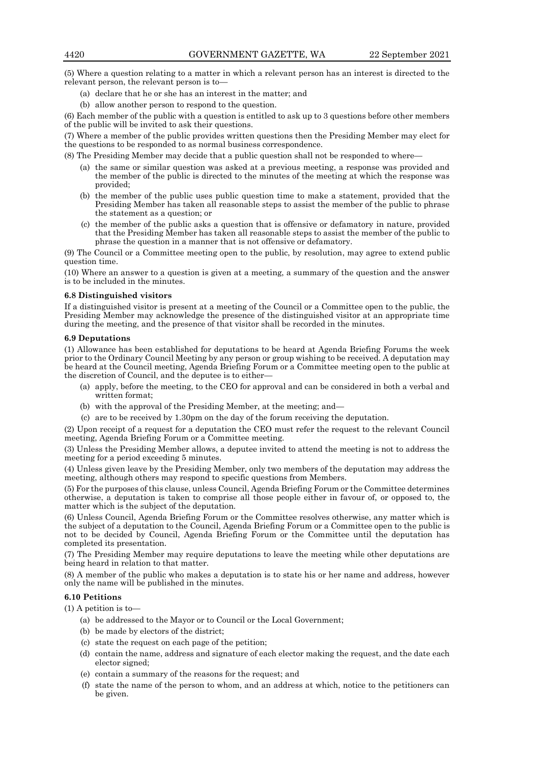(5) Where a question relating to a matter in which a relevant person has an interest is directed to the relevant person, the relevant person is to—

- (a) declare that he or she has an interest in the matter; and
- (b) allow another person to respond to the question.

(6) Each member of the public with a question is entitled to ask up to 3 questions before other members of the public will be invited to ask their questions.

(7) Where a member of the public provides written questions then the Presiding Member may elect for the questions to be responded to as normal business correspondence.

(8) The Presiding Member may decide that a public question shall not be responded to where—

- (a) the same or similar question was asked at a previous meeting, a response was provided and the member of the public is directed to the minutes of the meeting at which the response was provided;
- (b) the member of the public uses public question time to make a statement, provided that the Presiding Member has taken all reasonable steps to assist the member of the public to phrase the statement as a question; or
- (c) the member of the public asks a question that is offensive or defamatory in nature, provided that the Presiding Member has taken all reasonable steps to assist the member of the public to phrase the question in a manner that is not offensive or defamatory.

(9) The Council or a Committee meeting open to the public, by resolution, may agree to extend public question time.

(10) Where an answer to a question is given at a meeting, a summary of the question and the answer is to be included in the minutes.

**6.8 Distinguished visitors**

If a distinguished visitor is present at a meeting of the Council or a Committee open to the public, the Presiding Member may acknowledge the presence of the distinguished visitor at an appropriate time during the meeting, and the presence of that visitor shall be recorded in the minutes.

**6.9 Deputations**

(1) Allowance has been established for deputations to be heard at Agenda Briefing Forums the week prior to the Ordinary Council Meeting by any person or group wishing to be received. A deputation may be heard at the Council meeting, Agenda Briefing Forum or a Committee meeting open to the public at the discretion of Council, and the deputee is to either—

- (a) apply, before the meeting, to the CEO for approval and can be considered in both a verbal and written format;
- (b) with the approval of the Presiding Member, at the meeting; and—
- (c) are to be received by 1.30pm on the day of the forum receiving the deputation.

(2) Upon receipt of a request for a deputation the CEO must refer the request to the relevant Council meeting, Agenda Briefing Forum or a Committee meeting.

(3) Unless the Presiding Member allows, a deputee invited to attend the meeting is not to address the meeting for a period exceeding 5 minutes.

(4) Unless given leave by the Presiding Member, only two members of the deputation may address the meeting, although others may respond to specific questions from Members.

(5) For the purposes of this clause, unless Council, Agenda Briefing Forum or the Committee determines otherwise, a deputation is taken to comprise all those people either in favour of, or opposed to, the matter which is the subject of the deputation.

(6) Unless Council, Agenda Briefing Forum or the Committee resolves otherwise, any matter which is the subject of a deputation to the Council, Agenda Briefing Forum or a Committee open to the public is not to be decided by Council, Agenda Briefing Forum or the Committee until the deputation has completed its presentation.

(7) The Presiding Member may require deputations to leave the meeting while other deputations are being heard in relation to that matter.

(8) A member of the public who makes a deputation is to state his or her name and address, however only the name will be published in the minutes.

**6.10 Petitions**

(1) A petition is to—

- (a) be addressed to the Mayor or to Council or the Local Government;
- (b) be made by electors of the district;
- (c) state the request on each page of the petition;
- (d) contain the name, address and signature of each elector making the request, and the date each elector signed;
- (e) contain a summary of the reasons for the request; and
- (f) state the name of the person to whom, and an address at which, notice to the petitioners can be given.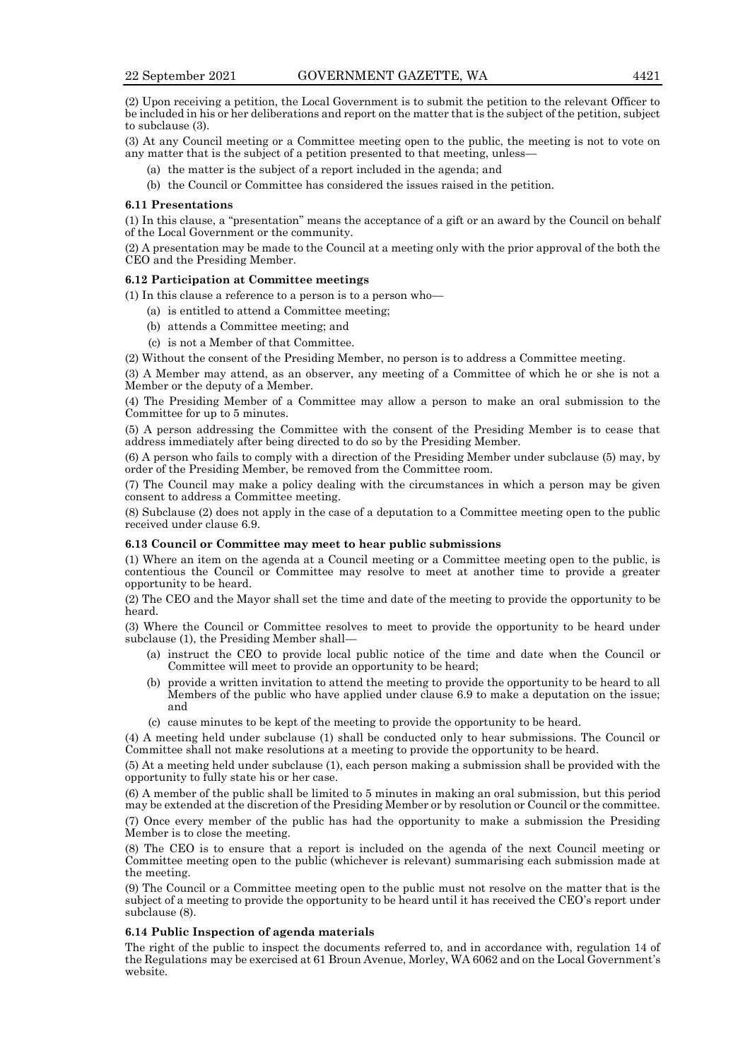(2) Upon receiving a petition, the Local Government is to submit the petition to the relevant Officer to be included in his or her deliberations and report on the matter that is the subject of the petition, subject to subclause (3).

(3) At any Council meeting or a Committee meeting open to the public, the meeting is not to vote on any matter that is the subject of a petition presented to that meeting, unless—

- (a) the matter is the subject of a report included in the agenda; and
- (b) the Council or Committee has considered the issues raised in the petition.

**6.11 Presentations**

(1) In this clause, a "presentation" means the acceptance of a gift or an award by the Council on behalf of the Local Government or the community.

(2) A presentation may be made to the Council at a meeting only with the prior approval of the both the CEO and the Presiding Member.

**6.12 Participation at Committee meetings**

(1) In this clause a reference to a person is to a person who—

- (a) is entitled to attend a Committee meeting;
- (b) attends a Committee meeting; and
- (c) is not a Member of that Committee.

(2) Without the consent of the Presiding Member, no person is to address a Committee meeting.

(3) A Member may attend, as an observer, any meeting of a Committee of which he or she is not a Member or the deputy of a Member.

(4) The Presiding Member of a Committee may allow a person to make an oral submission to the Committee for up to 5 minutes.

(5) A person addressing the Committee with the consent of the Presiding Member is to cease that address immediately after being directed to do so by the Presiding Member.

(6) A person who fails to comply with a direction of the Presiding Member under subclause (5) may, by order of the Presiding Member, be removed from the Committee room.

(7) The Council may make a policy dealing with the circumstances in which a person may be given consent to address a Committee meeting.

(8) Subclause (2) does not apply in the case of a deputation to a Committee meeting open to the public received under clause 6.9.

**6.13 Council or Committee may meet to hear public submissions**

(1) Where an item on the agenda at a Council meeting or a Committee meeting open to the public, is contentious the Council or Committee may resolve to meet at another time to provide a greater opportunity to be heard.

(2) The CEO and the Mayor shall set the time and date of the meeting to provide the opportunity to be heard.

(3) Where the Council or Committee resolves to meet to provide the opportunity to be heard under subclause (1), the Presiding Member shall—

- (a) instruct the CEO to provide local public notice of the time and date when the Council or Committee will meet to provide an opportunity to be heard;
- (b) provide a written invitation to attend the meeting to provide the opportunity to be heard to all Members of the public who have applied under clause 6.9 to make a deputation on the issue; and
- (c) cause minutes to be kept of the meeting to provide the opportunity to be heard.

(4) A meeting held under subclause (1) shall be conducted only to hear submissions. The Council or Committee shall not make resolutions at a meeting to provide the opportunity to be heard.

(5) At a meeting held under subclause (1), each person making a submission shall be provided with the opportunity to fully state his or her case.

(6) A member of the public shall be limited to 5 minutes in making an oral submission, but this period may be extended at the discretion of the Presiding Member or by resolution or Council or the committee.

(7) Once every member of the public has had the opportunity to make a submission the Presiding Member is to close the meeting.

(8) The CEO is to ensure that a report is included on the agenda of the next Council meeting or Committee meeting open to the public (whichever is relevant) summarising each submission made at the meeting.

(9) The Council or a Committee meeting open to the public must not resolve on the matter that is the subject of a meeting to provide the opportunity to be heard until it has received the CEO's report under subclause (8).

**6.14 Public Inspection of agenda materials**

The right of the public to inspect the documents referred to, and in accordance with, regulation 14 of the Regulations may be exercised at 61 Broun Avenue, Morley, WA 6062 and on the Local Government's website.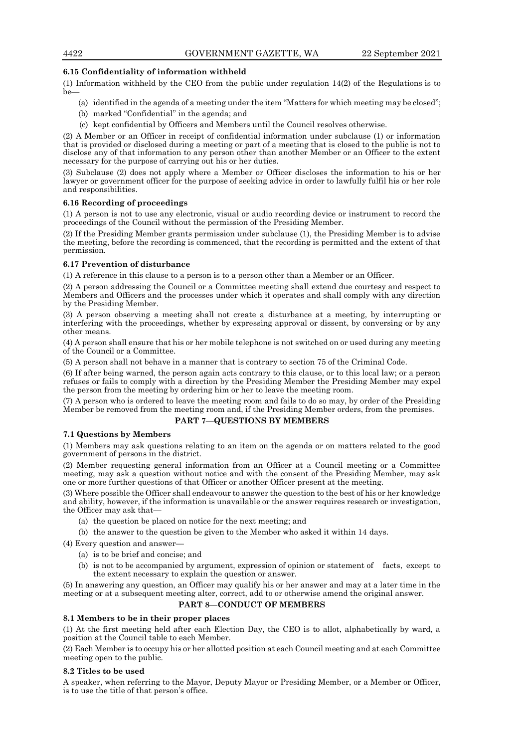### 6.15 Confidentiality of information withheld

(1) Information withheld by the CEO from the public under regulation 14(2) of the Regulations is to be—

- (a) identified in the agenda of a meeting under the item "Matters for which meeting may be closed";
- (b) marked "Confidential" in the agenda; and
- (c) kept confidential by Officers and Members until the Council resolves otherwise.

(2) A Member or an Officer in receipt of confidential information under subclause (1) or information that is provided or disclosed during a meeting or part of a meeting that is closed to the public is not to disclose any of that information to any person other than another Member or an Officer to the extent necessary for the purpose of carrying out his or her duties.

(3) Subclause (2) does not apply where a Member or Officer discloses the information to his or her lawyer or government officer for the purpose of seeking advice in order to lawfully fulfil his or her role and responsibilities.

### 6.16 Recording of proceedings

(1) A person is not to use any electronic, visual or audio recording device or instrument to record the proceedings of the Council without the permission of the Presiding Member.

(2) If the Presiding Member grants permission under subclause (1), the Presiding Member is to advise the meeting, before the recording is commenced, that the recording is permitted and the extent of that permission.

### 6.17 Prevention of disturbance

(1) A reference in this clause to a person is to a person other than a Member or an Officer.

(2) A person addressing the Council or a Committee meeting shall extend due courtesy and respect to Members and Officers and the processes under which it operates and shall comply with any direction by the Presiding Member.

(3) A person observing a meeting shall not create a disturbance at a meeting, by interrupting or interfering with the proceedings, whether by expressing approval or dissent, by conversing or by any other means.

(4) A person shall ensure that his or her mobile telephone is not switched on or used during any meeting of the Council or a Committee.

(5) A person shall not behave in a manner that is contrary to section 75 of the Criminal Code.

(6) If after being warned, the person again acts contrary to this clause, or to this local law; or a person refuses or fails to comply with a direction by the Presiding Member the Presiding Member may expel the person from the meeting by ordering him or her to leave the meeting room.

(7) A person who is ordered to leave the meeting room and fails to do so may, by order of the Presiding Member be removed from the meeting room and, if the Presiding Member orders, from the premises.

## PART 7—QUESTIONS BY MEMBERS

### 7.1 Questions by Members

(1) Members may ask questions relating to an item on the agenda or on matters related to the good government of persons in the district.

(2) Member requesting general information from an Officer at a Council meeting or a Committee meeting, may ask a question without notice and with the consent of the Presiding Member, may ask one or more further questions of that Officer or another Officer present at the meeting.

(3) Where possible the Officer shall endeavour to answer the question to the best of his or her knowledge and ability, however, if the information is unavailable or the answer requires research or investigation, the Officer may ask that—

- (a) the question be placed on notice for the next meeting; and
- (b) the answer to the question be given to the Member who asked it within 14 days.

(4) Every question and answer—

- (a) is to be brief and concise; and
- (b) is not to be accompanied by argument, expression of opinion or statement of facts, except to the extent necessary to explain the question or answer.

(5) In answering any question, an Officer may qualify his or her answer and may at a later time in the meeting or at a subsequent meeting alter, correct, add to or otherwise amend the original answer.

## PART 8—CONDUCT OF MEMBERS

### 8.1 Members to be in their proper places

(1) At the first meeting held after each Election Day, the CEO is to allot, alphabetically by ward, a position at the Council table to each Member.

(2) Each Member is to occupy his or her allotted position at each Council meeting and at each Committee meeting open to the public.

### 8.2 Titles to be used

A speaker, when referring to the Mayor, Deputy Mayor or Presiding Member, or a Member or Officer, is to use the title of that person's office.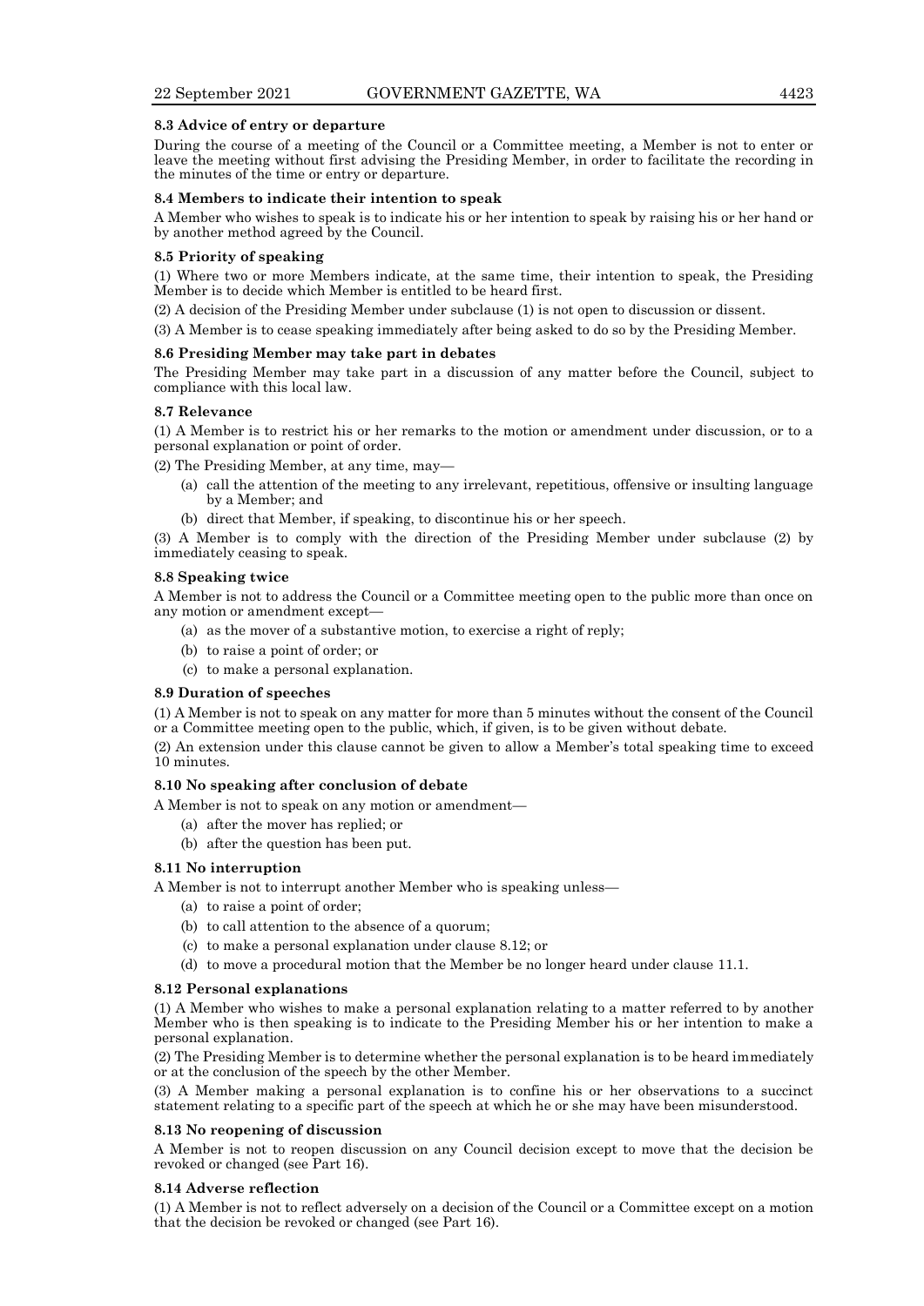**8.3 Advice of entry or departure**

During the course of a meeting of the Council or a Committee meeting, a Member is not to enter or leave the meeting without first advising the Presiding Member, in order to facilitate the recording in the minutes of the time or entry or departure.

**8.4 Members to indicate their intention to speak**

A Member who wishes to speak is to indicate his or her intention to speak by raising his or her hand or by another method agreed by the Council.

**8.5 Priority of speaking**

(1) Where two or more Members indicate, at the same time, their intention to speak, the Presiding Member is to decide which Member is entitled to be heard first.

(2) A decision of the Presiding Member under subclause (1) is not open to discussion or dissent.

(3) A Member is to cease speaking immediately after being asked to do so by the Presiding Member.

**8.6 Presiding Member may take part in debates**

The Presiding Member may take part in a discussion of any matter before the Council, subject to compliance with this local law.

**8.7 Relevance**

(1) A Member is to restrict his or her remarks to the motion or amendment under discussion, or to a personal explanation or point of order.

(2) The Presiding Member, at any time, may—

(a) call the attention of the meeting to any irrelevant, repetitious, offensive or insulting language by a Member; and

(b) direct that Member, if speaking, to discontinue his or her speech.

(3) A Member is to comply with the direction of the Presiding Member under subclause (2) by immediately ceasing to speak.

**8.8 Speaking twice**

A Member is not to address the Council or a Committee meeting open to the public more than once on any motion or amendment except—

(a) as the mover of a substantive motion, to exercise a right of reply;

(b) to raise a point of order; or

(c) to make a personal explanation.

**8.9 Duration of speeches**

(1) A Member is not to speak on any matter for more than 5 minutes without the consent of the Council or a Committee meeting open to the public, which, if given, is to be given without debate.

(2) An extension under this clause cannot be given to allow a Member's total speaking time to exceed 10 minutes.

**8.10 No speaking after conclusion of debate**

A Member is not to speak on any motion or amendment—

(a) after the mover has replied; or

(b) after the question has been put.

**8.11 No interruption**

A Member is not to interrupt another Member who is speaking unless—

(a) to raise a point of order;

(b) to call attention to the absence of a quorum;

(c) to make a personal explanation under clause 8.12; or

(d) to move a procedural motion that the Member be no longer heard under clause 11.1.

**8.12 Personal explanations**

(1) A Member who wishes to make a personal explanation relating to a matter referred to by another Member who is then speaking is to indicate to the Presiding Member his or her intention to make a personal explanation.

(2) The Presiding Member is to determine whether the personal explanation is to be heard immediately or at the conclusion of the speech by the other Member.

(3) A Member making a personal explanation is to confine his or her observations to a succinct statement relating to a specific part of the speech at which he or she may have been misunderstood.

**8.13 No reopening of discussion**

A Member is not to reopen discussion on any Council decision except to move that the decision be revoked or changed (see Part 16).

**8.14 Adverse reflection**

(1) A Member is not to reflect adversely on a decision of the Council or a Committee except on a motion that the decision be revoked or changed (see Part 16).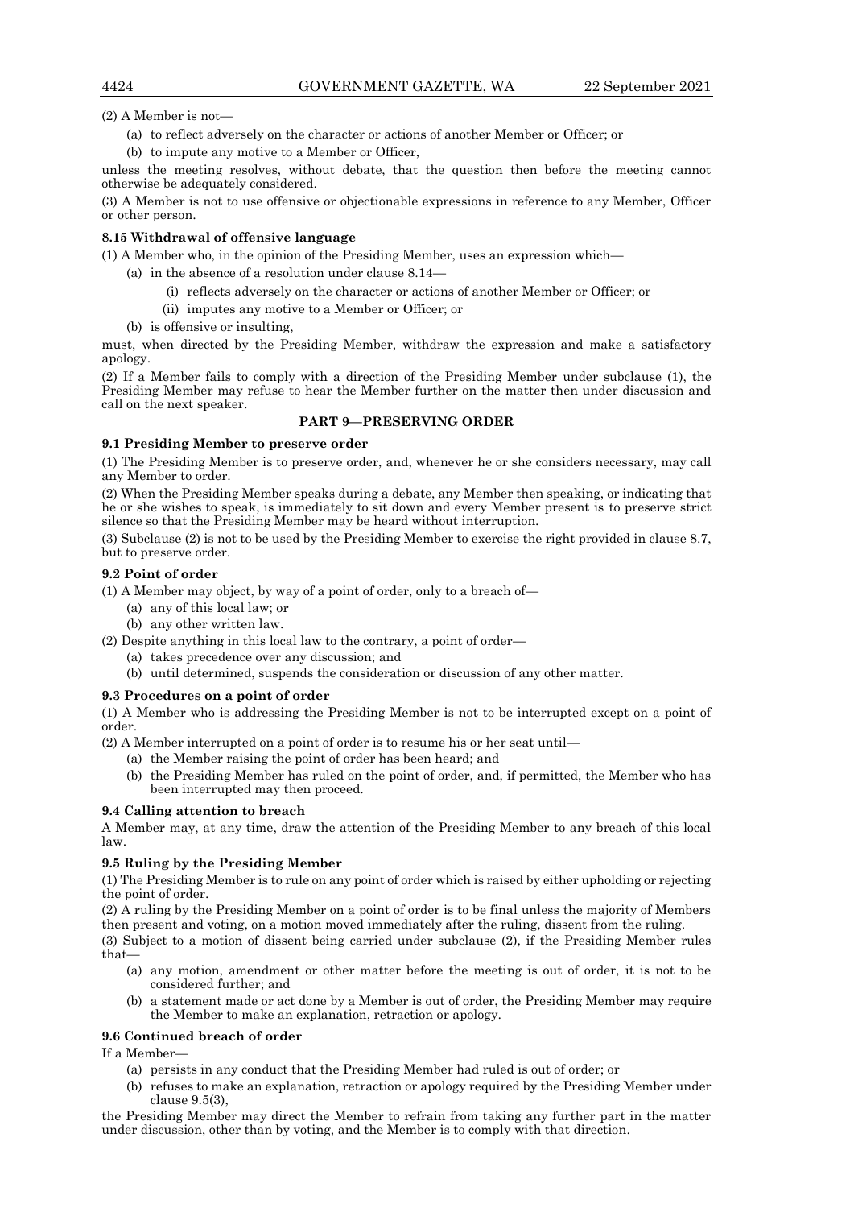(2) A Member is not—

(a) to reflect adversely on the character or actions of another Member or Officer; or

(b) to impute any motive to a Member or Officer,

unless the meeting resolves, without debate, that the question then before the meeting cannot otherwise be adequately considered.

(3) A Member is not to use offensive or objectionable expressions in reference to any Member, Officer or other person.

**8.15 Withdrawal of offensive language**

(1) A Member who, in the opinion of the Presiding Member, uses an expression which—

(a) in the absence of a resolution under clause 8.14—

(i) reflects adversely on the character or actions of another Member or Officer; or

(ii) imputes any motive to a Member or Officer; or

(b) is offensive or insulting,

must, when directed by the Presiding Member, withdraw the expression and make a satisfactory apology.

(2) If a Member fails to comply with a direction of the Presiding Member under subclause (1), the Presiding Member may refuse to hear the Member further on the matter then under discussion and call on the next speaker.

## PART 9—PRESERVING ORDER

**9.1 Presiding Member to preserve order**

(1) The Presiding Member is to preserve order, and, whenever he or she considers necessary, may call any Member to order.

(2) When the Presiding Member speaks during a debate, any Member then speaking, or indicating that he or she wishes to speak, is immediately to sit down and every Member present is to preserve strict silence so that the Presiding Member may be heard without interruption.

(3) Subclause (2) is not to be used by the Presiding Member to exercise the right provided in clause 8.7, but to preserve order.

**9.2 Point of order**

(1) A Member may object, by way of a point of order, only to a breach of—

(a) any of this local law; or

(b) any other written law.

(2) Despite anything in this local law to the contrary, a point of order—

(a) takes precedence over any discussion; and

(b) until determined, suspends the consideration or discussion of any other matter.

**9.3 Procedures on a point of order**

(1) A Member who is addressing the Presiding Member is not to be interrupted except on a point of order.

(2) A Member interrupted on a point of order is to resume his or her seat until—

(a) the Member raising the point of order has been heard; and

(b) the Presiding Member has ruled on the point of order, and, if permitted, the Member who has been interrupted may then proceed.

**9.4 Calling attention to breach**

A Member may, at any time, draw the attention of the Presiding Member to any breach of this local law.

**9.5 Ruling by the Presiding Member**

(1) The Presiding Member is to rule on any point of order which is raised by either upholding or rejecting the point of order.

(2) A ruling by the Presiding Member on a point of order is to be final unless the majority of Members then present and voting, on a motion moved immediately after the ruling, dissent from the ruling.

(3) Subject to a motion of dissent being carried under subclause (2), if the Presiding Member rules that—

(a) any motion, amendment or other matter before the meeting is out of order, it is not to be considered further; and

(b) a statement made or act done by a Member is out of order, the Presiding Member may require the Member to make an explanation, retraction or apology.

**9.6 Continued breach of order**

If a Member—

(a) persists in any conduct that the Presiding Member had ruled is out of order; or

(b) refuses to make an explanation, retraction or apology required by the Presiding Member under clause 9.5(3),

the Presiding Member may direct the Member to refrain from taking any further part in the matter under discussion, other than by voting, and the Member is to comply with that direction.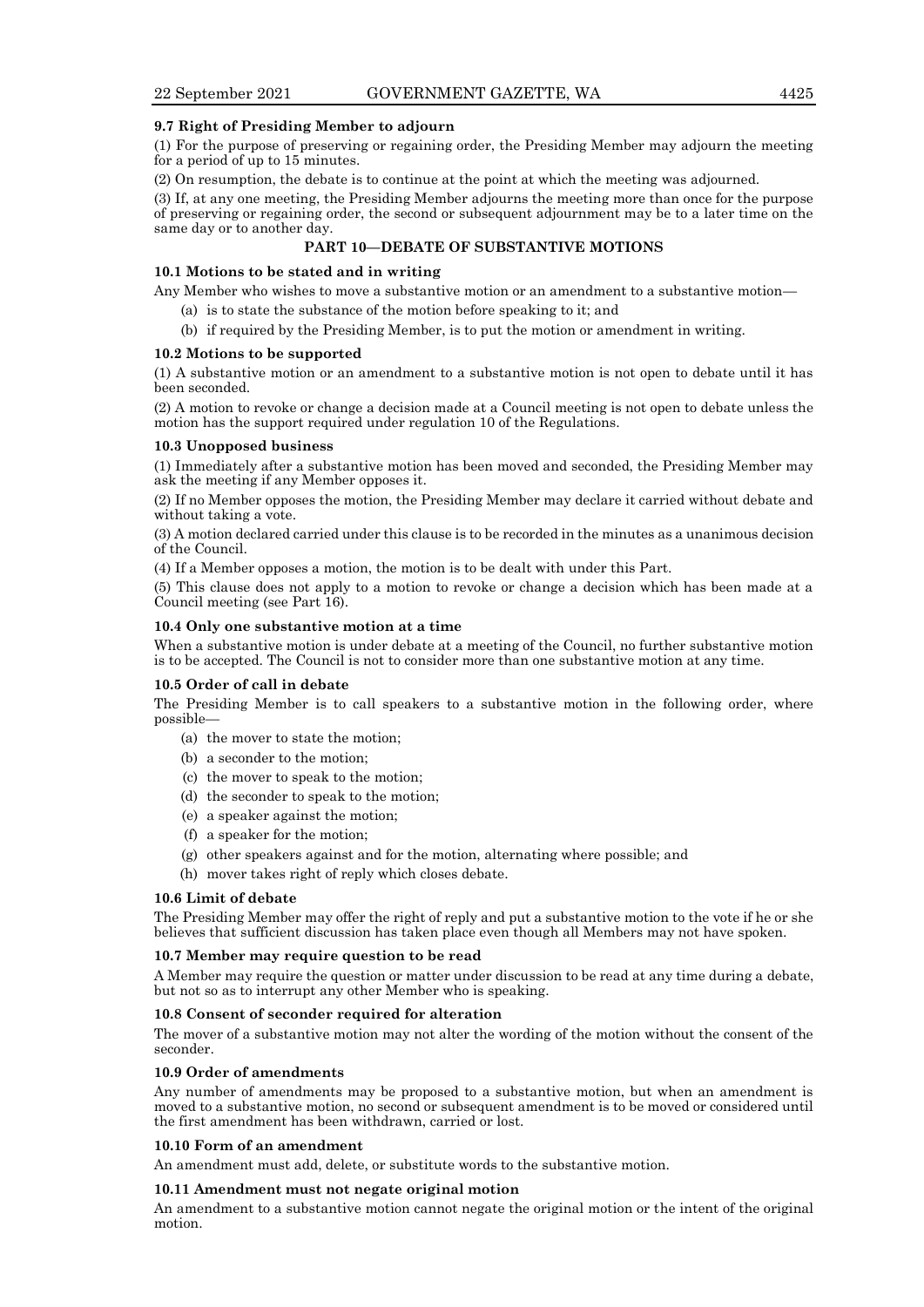### 9.7 Right of Presiding Member to adjourn

(1) For the purpose of preserving or regaining order, the Presiding Member may adjourn the meeting for a period of up to 15 minutes.

(2) On resumption, the debate is to continue at the point at which the meeting was adjourned.

(3) If, at any one meeting, the Presiding Member adjourns the meeting more than once for the purpose of preserving or regaining order, the second or subsequent adjournment may be to a later time on the same day or to another day.

## PART 10—DEBATE OF SUBSTANTIVE MOTIONS

### 10.1 Motions to be stated and in writing

Any Member who wishes to move a substantive motion or an amendment to a substantive motion—

- (a) is to state the substance of the motion before speaking to it; and
- (b) if required by the Presiding Member, is to put the motion or amendment in writing.

### 10.2 Motions to be supported

(1) A substantive motion or an amendment to a substantive motion is not open to debate until it has been seconded.

(2) A motion to revoke or change a decision made at a Council meeting is not open to debate unless the motion has the support required under regulation 10 of the Regulations.

### 10.3 Unopposed business

(1) Immediately after a substantive motion has been moved and seconded, the Presiding Member may ask the meeting if any Member opposes it.

(2) If no Member opposes the motion, the Presiding Member may declare it carried without debate and without taking a vote.

(3) A motion declared carried under this clause is to be recorded in the minutes as a unanimous decision of the Council.

(4) If a Member opposes a motion, the motion is to be dealt with under this Part.

(5) This clause does not apply to a motion to revoke or change a decision which has been made at a Council meeting (see Part 16).

### 10.4 Only one substantive motion at a time

When a substantive motion is under debate at a meeting of the Council, no further substantive motion is to be accepted. The Council is not to consider more than one substantive motion at any time.

### 10.5 Order of call in debate

The Presiding Member is to call speakers to a substantive motion in the following order, where possible—

- (a) the mover to state the motion;
- (b) a seconder to the motion;
- (c) the mover to speak to the motion;
- (d) the seconder to speak to the motion;
- (e) a speaker against the motion;
- (f) a speaker for the motion;
- (g) other speakers against and for the motion, alternating where possible; and
- (h) mover takes right of reply which closes debate.

### 10.6 Limit of debate

The Presiding Member may offer the right of reply and put a substantive motion to the vote if he or she believes that sufficient discussion has taken place even though all Members may not have spoken.

### 10.7 Member may require question to be read

A Member may require the question or matter under discussion to be read at any time during a debate, but not so as to interrupt any other Member who is speaking.

### 10.8 Consent of seconder required for alteration

The mover of a substantive motion may not alter the wording of the motion without the consent of the seconder.

### 10.9 Order of amendments

Any number of amendments may be proposed to a substantive motion, but when an amendment is moved to a substantive motion, no second or subsequent amendment is to be moved or considered until the first amendment has been withdrawn, carried or lost.

### 10.10 Form of an amendment

An amendment must add, delete, or substitute words to the substantive motion.

### 10.11 Amendment must not negate original motion

An amendment to a substantive motion cannot negate the original motion or the intent of the original motion.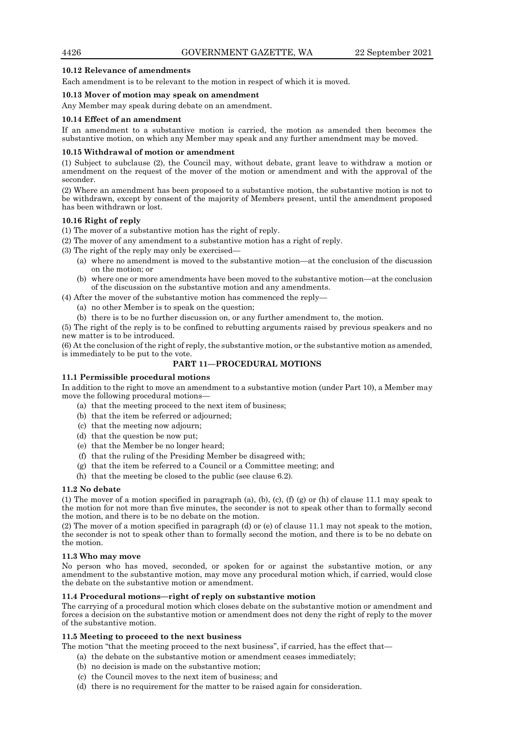### 10.12 Relevance of amendments

Each amendment is to be relevant to the motion in respect of which it is moved.

### 10.13 Mover of motion may speak on amendment

Any Member may speak during debate on an amendment.

### 10.14 Effect of an amendment

If an amendment to a substantive motion is carried, the motion as amended then becomes the substantive motion, on which any Member may speak and any further amendment may be moved.

### 10.15 Withdrawal of motion or amendment

(1) Subject to subclause (2), the Council may, without debate, grant leave to withdraw a motion or amendment on the request of the mover of the motion or amendment and with the approval of the seconder.

(2) Where an amendment has been proposed to a substantive motion, the substantive motion is not to be withdrawn, except by consent of the majority of Members present, until the amendment proposed has been withdrawn or lost.

### 10.16 Right of reply

(1) The mover of a substantive motion has the right of reply.

(2) The mover of any amendment to a substantive motion has a right of reply.

(3) The right of the reply may only be exercised—

- (a) where no amendment is moved to the substantive motion—at the conclusion of the discussion on the motion; or
- (b) where one or more amendments have been moved to the substantive motion—at the conclusion of the discussion on the substantive motion and any amendments.

(4) After the mover of the substantive motion has commenced the reply—

- (a) no other Member is to speak on the question;
- (b) there is to be no further discussion on, or any further amendment to, the motion.

(5) The right of the reply is to be confined to rebutting arguments raised by previous speakers and no new matter is to be introduced.

(6) At the conclusion of the right of reply, the substantive motion, or the substantive motion as amended, is immediately to be put to the vote.

## PART 11—PROCEDURAL MOTIONS

### 11.1 Permissible procedural motions

In addition to the right to move an amendment to a substantive motion (under Part 10), a Member may move the following procedural motions—

- (a) that the meeting proceed to the next item of business;
- (b) that the item be referred or adjourned;
- (c) that the meeting now adjourn;
- (d) that the question be now put;
- (e) that the Member be no longer heard;
- (f) that the ruling of the Presiding Member be disagreed with;
- (g) that the item be referred to a Council or a Committee meeting; and
- (h) that the meeting be closed to the public (see clause 6.2).

### 11.2 No debate

(1) The mover of a motion specified in paragraph (a), (b), (c), (f) (g) or (h) of clause 11.1 may speak to the motion for not more than five minutes, the seconder is not to speak other than to formally second the motion, and there is to be no debate on the motion.

(2) The mover of a motion specified in paragraph (d) or (e) of clause 11.1 may not speak to the motion, the seconder is not to speak other than to formally second the motion, and there is to be no debate on the motion.

### 11.3 Who may move

No person who has moved, seconded, or spoken for or against the substantive motion, or any amendment to the substantive motion, may move any procedural motion which, if carried, would close the debate on the substantive motion or amendment.

### 11.4 Procedural motions—right of reply on substantive motion

The carrying of a procedural motion which closes debate on the substantive motion or amendment and forces a decision on the substantive motion or amendment does not deny the right of reply to the mover of the substantive motion.

### 11.5 Meeting to proceed to the next business

The motion "that the meeting proceed to the next business", if carried, has the effect that—

- (a) the debate on the substantive motion or amendment ceases immediately;
- (b) no decision is made on the substantive motion;
- (c) the Council moves to the next item of business; and
- (d) there is no requirement for the matter to be raised again for consideration.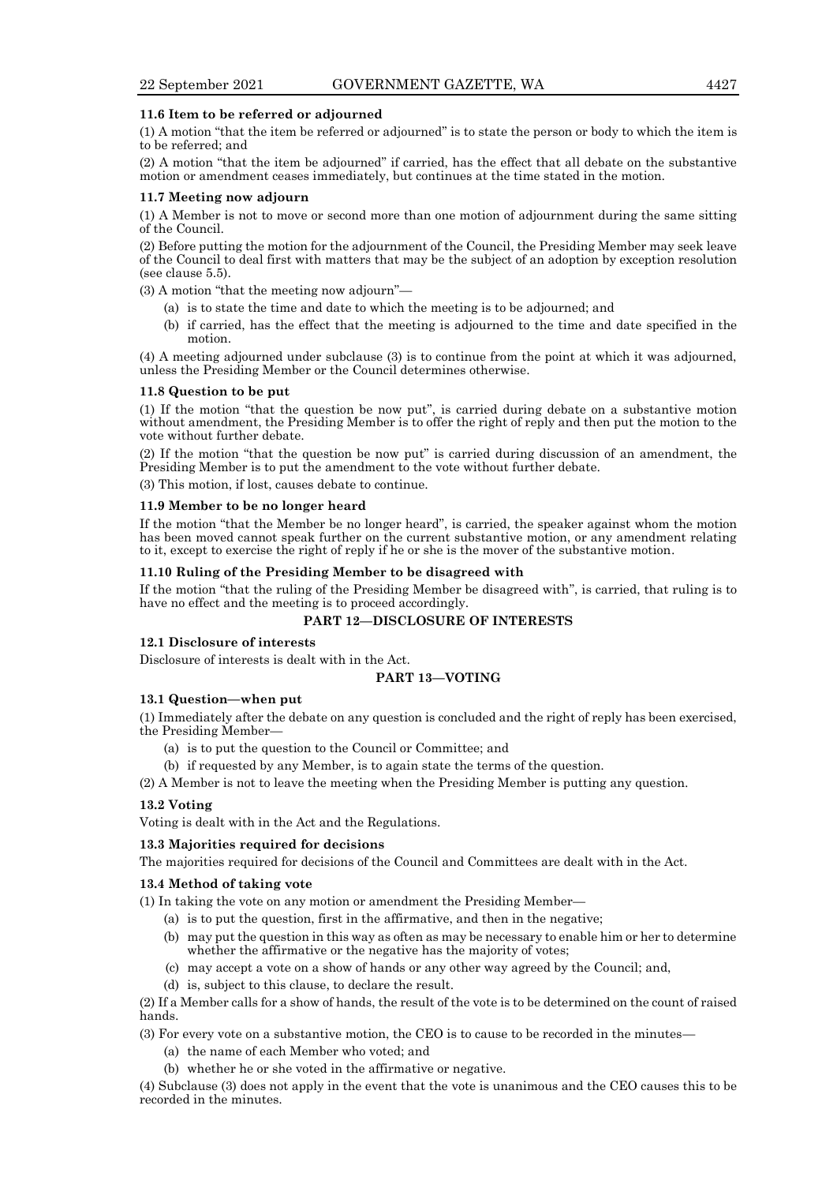#### 11.6 Item to be referred or adjourned

(1) A motion "that the item be referred or adjourned" is to state the person or body to which the item is to be referred; and

(2) A motion "that the item be adjourned" if carried, has the effect that all debate on the substantive motion or amendment ceases immediately, but continues at the time stated in the motion.

#### 11.7 Meeting now adjourn

(1) A Member is not to move or second more than one motion of adjournment during the same sitting of the Council.

(2) Before putting the motion for the adjournment of the Council, the Presiding Member may seek leave of the Council to deal first with matters that may be the subject of an adoption by exception resolution (see clause 5.5).

(3) A motion "that the meeting now adjourn"—

- (a) is to state the time and date to which the meeting is to be adjourned; and
- (b) if carried, has the effect that the meeting is adjourned to the time and date specified in the motion.

(4) A meeting adjourned under subclause (3) is to continue from the point at which it was adjourned, unless the Presiding Member or the Council determines otherwise.

#### 11.8 Question to be put

(1) If the motion "that the question be now put", is carried during debate on a substantive motion without amendment, the Presiding Member is to offer the right of reply and then put the motion to the vote without further debate.

(2) If the motion "that the question be now put" is carried during discussion of an amendment, the Presiding Member is to put the amendment to the vote without further debate.

(3) This motion, if lost, causes debate to continue.

#### 11.9 Member to be no longer heard

If the motion "that the Member be no longer heard", is carried, the speaker against whom the motion has been moved cannot speak further on the current substantive motion, or any amendment relating to it, except to exercise the right of reply if he or she is the mover of the substantive motion.

#### 11.10 Ruling of the Presiding Member to be disagreed with

If the motion "that the ruling of the Presiding Member be disagreed with", is carried, that ruling is to have no effect and the meeting is to proceed accordingly.

## PART 12—DISCLOSURE OF INTERESTS

#### 12.1 Disclosure of interests

Disclosure of interests is dealt with in the Act.

## PART 13—VOTING

#### 13.1 Question—when put

(1) Immediately after the debate on any question is concluded and the right of reply has been exercised, the Presiding Member—

- (a) is to put the question to the Council or Committee; and
- (b) if requested by any Member, is to again state the terms of the question.

(2) A Member is not to leave the meeting when the Presiding Member is putting any question.

#### 13.2 Voting

Voting is dealt with in the Act and the Regulations.

#### 13.3 Majorities required for decisions

The majorities required for decisions of the Council and Committees are dealt with in the Act.

#### 13.4 Method of taking vote

(1) In taking the vote on any motion or amendment the Presiding Member—

- (a) is to put the question, first in the affirmative, and then in the negative;
- (b) may put the question in this way as often as may be necessary to enable him or her to determine whether the affirmative or the negative has the majority of votes;
- (c) may accept a vote on a show of hands or any other way agreed by the Council; and,
- (d) is, subject to this clause, to declare the result.

(2) If a Member calls for a show of hands, the result of the vote is to be determined on the count of raised hands.

(3) For every vote on a substantive motion, the CEO is to cause to be recorded in the minutes—

- (a) the name of each Member who voted; and
- (b) whether he or she voted in the affirmative or negative.

(4) Subclause (3) does not apply in the event that the vote is unanimous and the CEO causes this to be recorded in the minutes.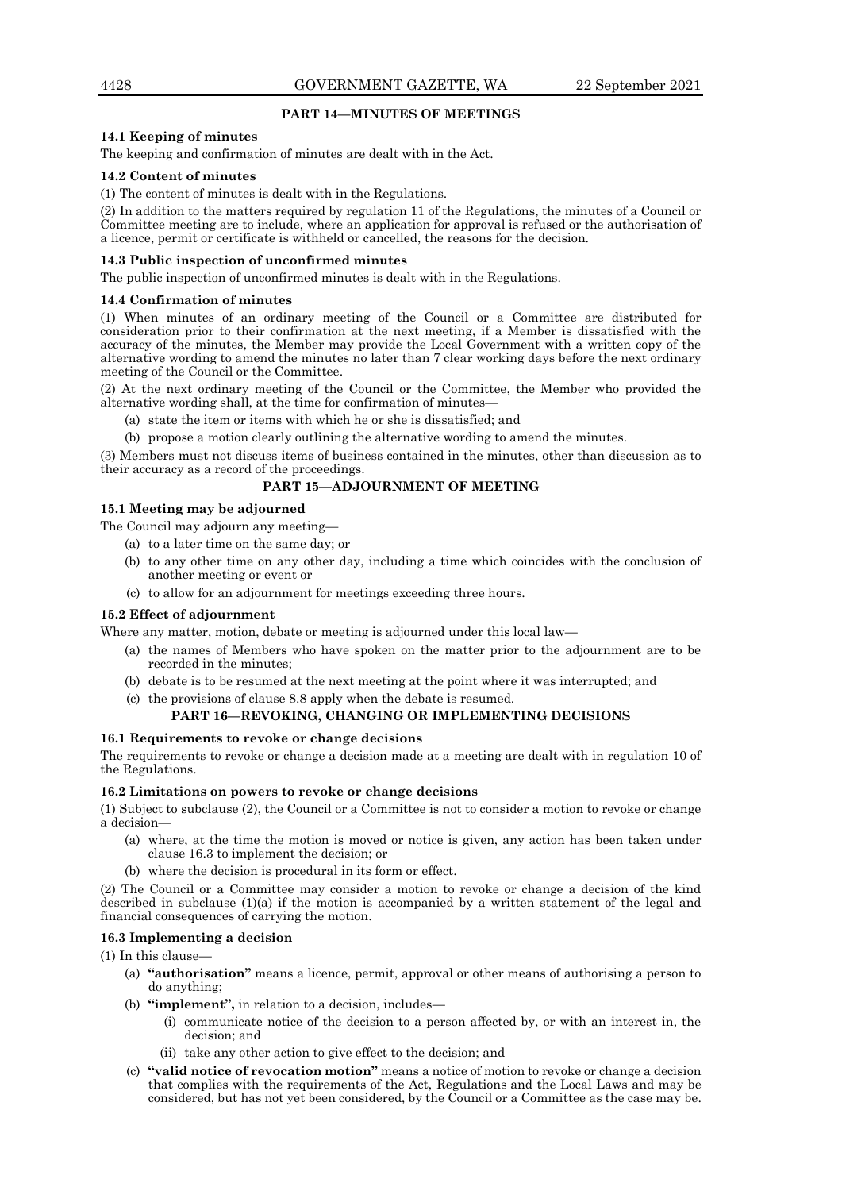## PART 14—MINUTES OF MEETINGS

### 14.1 Keeping of minutes

The keeping and confirmation of minutes are dealt with in the Act.

### 14.2 Content of minutes

(1) The content of minutes is dealt with in the Regulations.

(2) In addition to the matters required by regulation 11 of the Regulations, the minutes of a Council or Committee meeting are to include, where an application for approval is refused or the authorisation of a licence, permit or certificate is withheld or cancelled, the reasons for the decision.

### 14.3 Public inspection of unconfirmed minutes

The public inspection of unconfirmed minutes is dealt with in the Regulations.

### 14.4 Confirmation of minutes

(1) When minutes of an ordinary meeting of the Council or a Committee are distributed for consideration prior to their confirmation at the next meeting, if a Member is dissatisfied with the accuracy of the minutes, the Member may provide the Local Government with a written copy of the alternative wording to amend the minutes no later than 7 clear working days before the next ordinary meeting of the Council or the Committee.

(2) At the next ordinary meeting of the Council or the Committee, the Member who provided the alternative wording shall, at the time for confirmation of minutes—

- (a) state the item or items with which he or she is dissatisfied; and
- (b) propose a motion clearly outlining the alternative wording to amend the minutes.

(3) Members must not discuss items of business contained in the minutes, other than discussion as to their accuracy as a record of the proceedings.

## PART 15—ADJOURNMENT OF MEETING

### 15.1 Meeting may be adjourned

The Council may adjourn any meeting—

- (a) to a later time on the same day; or
- (b) to any other time on any other day, including a time which coincides with the conclusion of another meeting or event or
- (c) to allow for an adjournment for meetings exceeding three hours.

### 15.2 Effect of adjournment

Where any matter, motion, debate or meeting is adjourned under this local law—

- (a) the names of Members who have spoken on the matter prior to the adjournment are to be recorded in the minutes;
- (b) debate is to be resumed at the next meeting at the point where it was interrupted; and
- (c) the provisions of clause 8.8 apply when the debate is resumed.

## PART 16—REVOKING, CHANGING OR IMPLEMENTING DECISIONS

### 16.1 Requirements to revoke or change decisions

The requirements to revoke or change a decision made at a meeting are dealt with in regulation 10 of the Regulations.

### 16.2 Limitations on powers to revoke or change decisions

(1) Subject to subclause (2), the Council or a Committee is not to consider a motion to revoke or change a decision—

- (a) where, at the time the motion is moved or notice is given, any action has been taken under clause 16.3 to implement the decision; or
- (b) where the decision is procedural in its form or effect.

(2) The Council or a Committee may consider a motion to revoke or change a decision of the kind described in subclause (1)(a) if the motion is accompanied by a written statement of the legal and financial consequences of carrying the motion.

### 16.3 Implementing a decision

(1) In this clause—

- (a) **"authorisation"** means a licence, permit, approval or other means of authorising a person to do anything;
- (b) **"implement",** in relation to a decision, includes—
  - (i) communicate notice of the decision to a person affected by, or with an interest in, the decision; and
  - (ii) take any other action to give effect to the decision; and
- (c) **"valid notice of revocation motion"** means a notice of motion to revoke or change a decision that complies with the requirements of the Act, Regulations and the Local Laws and may be considered, but has not yet been considered, by the Council or a Committee as the case may be.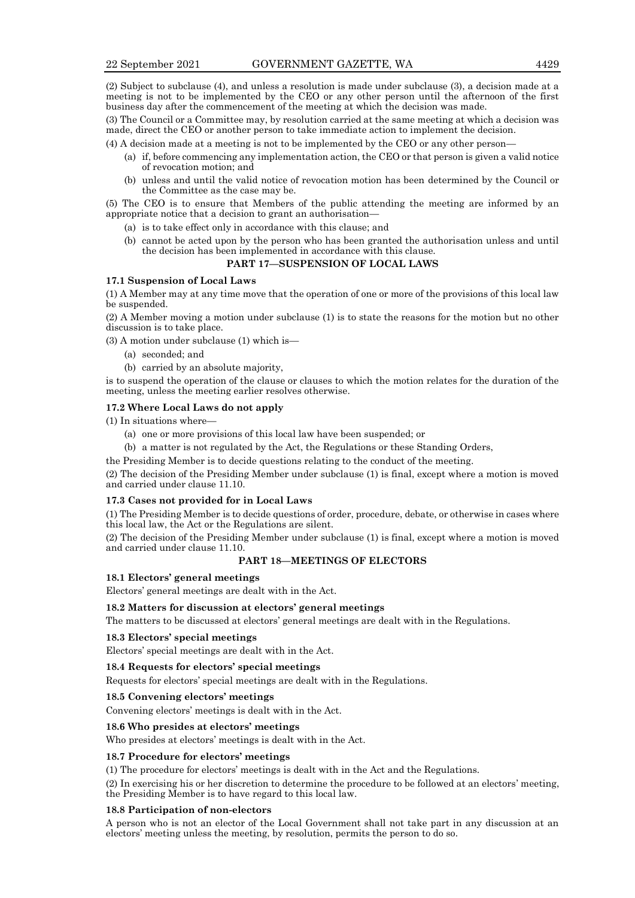(2) Subject to subclause (4), and unless a resolution is made under subclause (3), a decision made at a meeting is not to be implemented by the CEO or any other person until the afternoon of the first business day after the commencement of the meeting at which the decision was made.

(3) The Council or a Committee may, by resolution carried at the same meeting at which a decision was made, direct the CEO or another person to take immediate action to implement the decision.

(4) A decision made at a meeting is not to be implemented by the CEO or any other person—

- (a) if, before commencing any implementation action, the CEO or that person is given a valid notice of revocation motion; and
- (b) unless and until the valid notice of revocation motion has been determined by the Council or the Committee as the case may be.

(5) The CEO is to ensure that Members of the public attending the meeting are informed by an appropriate notice that a decision to grant an authorisation—

- (a) is to take effect only in accordance with this clause; and
- (b) cannot be acted upon by the person who has been granted the authorisation unless and until the decision has been implemented in accordance with this clause.

## PART 17—SUSPENSION OF LOCAL LAWS

### 17.1 Suspension of Local Laws

(1) A Member may at any time move that the operation of one or more of the provisions of this local law be suspended.

(2) A Member moving a motion under subclause (1) is to state the reasons for the motion but no other discussion is to take place.

(3) A motion under subclause (1) which is—

- (a) seconded; and
- (b) carried by an absolute majority,

is to suspend the operation of the clause or clauses to which the motion relates for the duration of the meeting, unless the meeting earlier resolves otherwise.

### 17.2 Where Local Laws do not apply

(1) In situations where—

- (a) one or more provisions of this local law have been suspended; or
- (b) a matter is not regulated by the Act, the Regulations or these Standing Orders,

the Presiding Member is to decide questions relating to the conduct of the meeting.

(2) The decision of the Presiding Member under subclause (1) is final, except where a motion is moved and carried under clause 11.10.

### 17.3 Cases not provided for in Local Laws

(1) The Presiding Member is to decide questions of order, procedure, debate, or otherwise in cases where this local law, the Act or the Regulations are silent.

(2) The decision of the Presiding Member under subclause (1) is final, except where a motion is moved and carried under clause 11.10.

## PART 18—MEETINGS OF ELECTORS

### 18.1 Electors' general meetings

Electors' general meetings are dealt with in the Act.

### 18.2 Matters for discussion at electors' general meetings

The matters to be discussed at electors' general meetings are dealt with in the Regulations.

### 18.3 Electors' special meetings

Electors' special meetings are dealt with in the Act.

### 18.4 Requests for electors' special meetings

Requests for electors' special meetings are dealt with in the Regulations.

### 18.5 Convening electors' meetings

Convening electors' meetings is dealt with in the Act.

### 18.6 Who presides at electors' meetings

Who presides at electors' meetings is dealt with in the Act.

### 18.7 Procedure for electors' meetings

(1) The procedure for electors' meetings is dealt with in the Act and the Regulations.

(2) In exercising his or her discretion to determine the procedure to be followed at an electors' meeting, the Presiding Member is to have regard to this local law.

### 18.8 Participation of non-electors

A person who is not an elector of the Local Government shall not take part in any discussion at an electors' meeting unless the meeting, by resolution, permits the person to do so.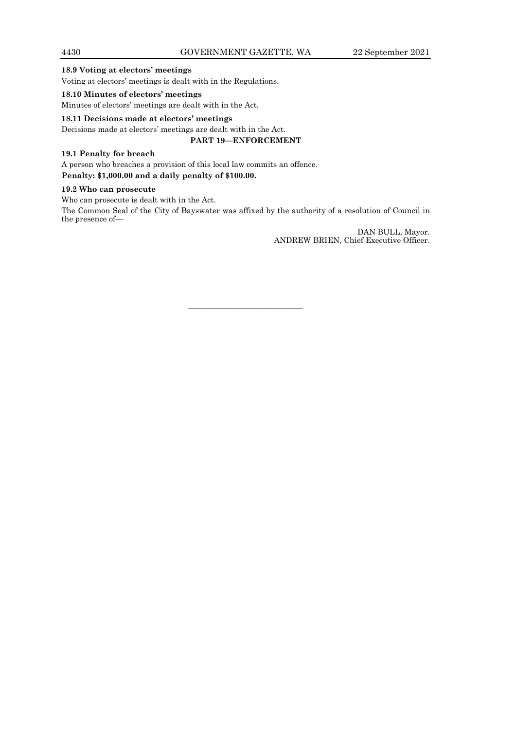**18.9 Voting at electors' meetings**

Voting at electors' meetings is dealt with in the Regulations.

**18.10 Minutes of electors' meetings**

Minutes of electors' meetings are dealt with in the Act.

**18.11 Decisions made at electors' meetings**

Decisions made at electors' meetings are dealt with in the Act.

## PART 19—ENFORCEMENT

**19.1 Penalty for breach**

A person who breaches a provision of this local law commits an offence.

**Penalty: $1,000.00 and a daily penalty of $100.00.**

**19.2 Who can prosecute**

Who can prosecute is dealt with in the Act.

The Common Seal of the City of Bayswater was affixed by the authority of a resolution of Council in the presence of—

DAN BULL, Mayor.
ANDREW BRIEN, Chief Executive Officer.

---